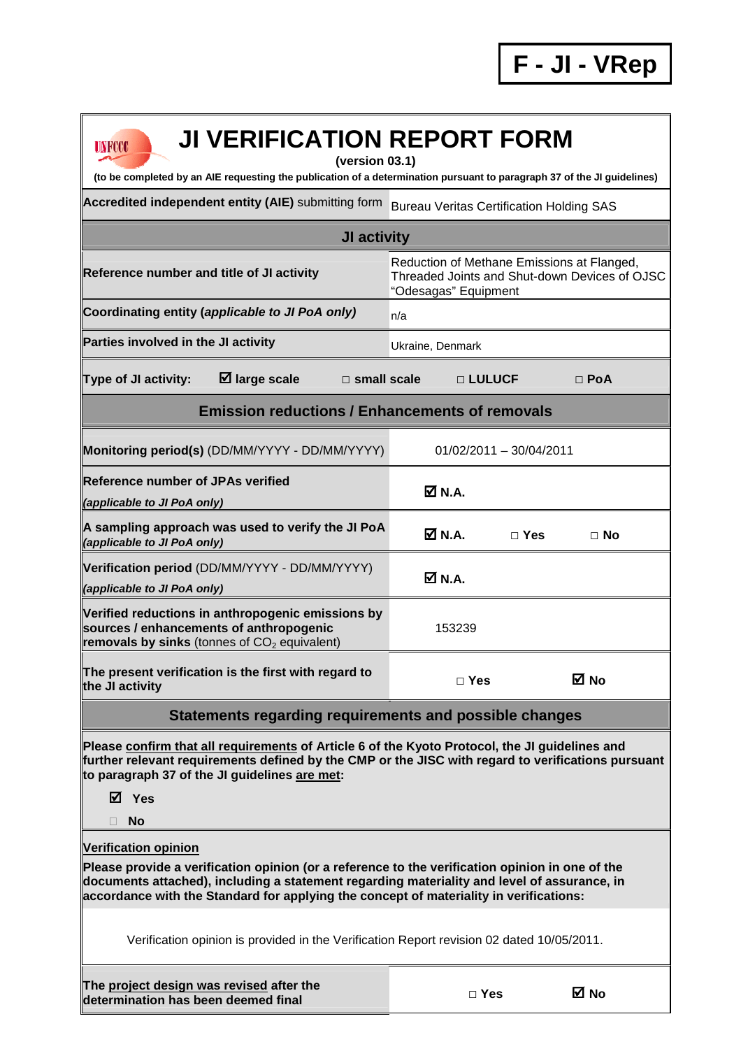**F - JI - VRep**

# JI VERIFICATION REPORT FORM

**(version 03.1)**

**(to be completed by an AIE requesting the publication of a determination pursuant to paragraph 37 of the JI guidelines)**

| | |
|---|---|
| **Accredited independent entity (AIE)** submitting form | Bureau Veritas Certification Holding SAS |

| **JI activity** | |
|---|---|
| **Reference number and title of JI activity** | Reduction of Methane Emissions at Flanged, Threaded Joints and Shut-down Devices of OJSC "Odesagas" Equipment |
| **Coordinating entity (*applicable to JI PoA only*)** | n/a |
| **Parties involved in the JI activity** | Ukraine, Denmark |

**Type of JI activity:** ☑ **large scale** □ **small scale** □ **LULUCF** □ **PoA**

| **Emission reductions / Enhancements of removals** | |
|---|---|
| **Monitoring period(s)** (DD/MM/YYYY - DD/MM/YYYY) | 01/02/2011 – 30/04/2011 |
| **Reference number of JPAs verified** *(applicable to JI PoA only)* | ☑ **N.A.** |
| **A sampling approach was used to verify the JI PoA** *(applicable to JI PoA only)* | ☑ **N.A.** □ **Yes** □ **No** |
| **Verification period** (DD/MM/YYYY - DD/MM/YYYY) *(applicable to JI PoA only)* | ☑ **N.A.** |
| **Verified reductions in anthropogenic emissions by sources / enhancements of anthropogenic removals by sinks** (tonnes of $CO_2$ equivalent) | 153239 |
| **The present verification is the first with regard to the JI activity** | □ **Yes** ☑ **No** |

## Statements regarding requirements and possible changes

**Please confirm that all requirements of Article 6 of the Kyoto Protocol, the JI guidelines and further relevant requirements defined by the CMP or the JISC with regard to verifications pursuant to paragraph 37 of the JI guidelines are met:**

☑ **Yes**

□ **No**

**Verification opinion**

**Please provide a verification opinion (or a reference to the verification opinion in one of the documents attached), including a statement regarding materiality and level of assurance, in accordance with the Standard for applying the concept of materiality in verifications:**

Verification opinion is provided in the Verification Report revision 02 dated 10/05/2011.

| | |
|---|---|
| **The project design was revised after the determination has been deemed final** | □ **Yes** ☑ **No** |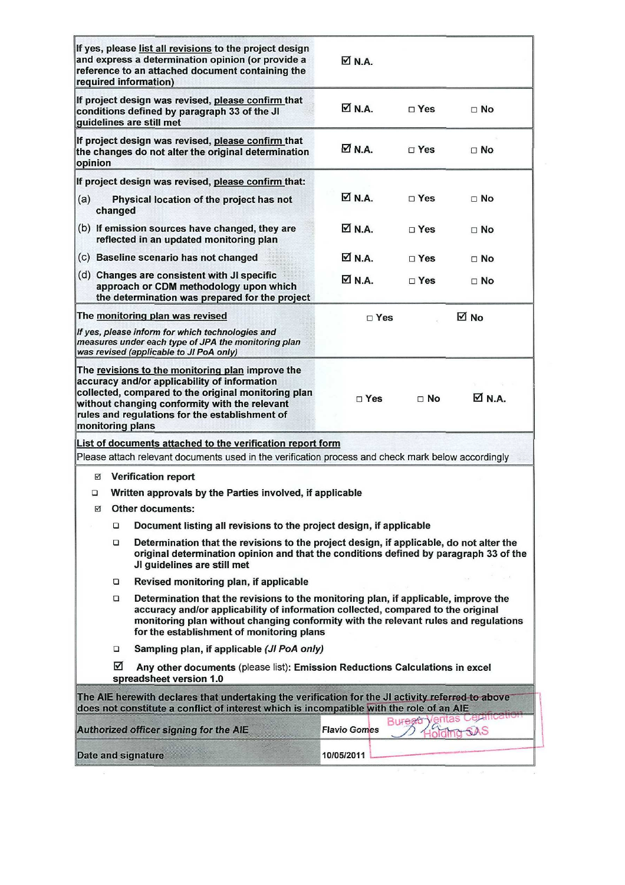| | | | |
|---|---|---|---|
| If yes, please list all revisions to the project design and express a determination opinion (or provide a reference to an attached document containing the required information) | ☑ N.A. | | |
| If project design was revised, please confirm that conditions defined by paragraph 33 of the JI guidelines are still met | ☑ N.A. | □ Yes | □ No |
| If project design was revised, please confirm that the changes do not alter the original determination opinion | ☑ N.A. | □ Yes | □ No |
| If project design was revised, please confirm that: | | | |
| (a) Physical location of the project has not changed | ☑ N.A. | □ Yes | □ No |
| (b) If emission sources have changed, they are reflected in an updated monitoring plan | ☑ N.A. | □ Yes | □ No |
| (c) Baseline scenario has not changed | ☑ N.A. | □ Yes | □ No |
| (d) Changes are consistent with JI specific approach or CDM methodology upon which the determination was prepared for the project | ☑ N.A. | □ Yes | □ No |
| The monitoring plan was revised<br>*If yes, please inform for which technologies and measures under each type of JPA the monitoring plan was revised (applicable to JI PoA only)* | □ Yes | | ☑ No |
| The revisions to the monitoring plan improve the accuracy and/or applicability of information collected, compared to the original monitoring plan without changing conformity with the relevant rules and regulations for the establishment of monitoring plans | □ Yes | □ No | ☑ N.A. |

**List of documents attached to the verification report form**

Please attach relevant documents used in the verification process and check mark below accordingly

- ☑ **Verification report**
- □ **Written approvals by the Parties involved, if applicable**
- ☑ **Other documents:**
  - □ **Document listing all revisions to the project design, if applicable**
  - □ **Determination that the revisions to the project design, if applicable, do not alter the original determination opinion and that the conditions defined by paragraph 33 of the JI guidelines are still met**
  - □ **Revised monitoring plan, if applicable**
  - □ **Determination that the revisions to the monitoring plan, if applicable, improve the accuracy and/or applicability of information collected, compared to the original monitoring plan without changing conformity with the relevant rules and regulations for the establishment of monitoring plans**
  - □ **Sampling plan, if applicable** ***(JI PoA only)***
  - ☑ **Any other documents** (please list): **Emission Reductions Calculations in excel spreadsheet version 1.0**

**The AIE herewith declares that undertaking the verification for the JI activity referred to above does not constitute a conflict of interest which is incompatible with the role of an AIE**

| | |
|---|---|
| **Authorized officer signing for the AIE** | **Flavio Gomes** Bureau Veritas Certification Holding SAS |
| **Date and signature** | **10/05/2011** |